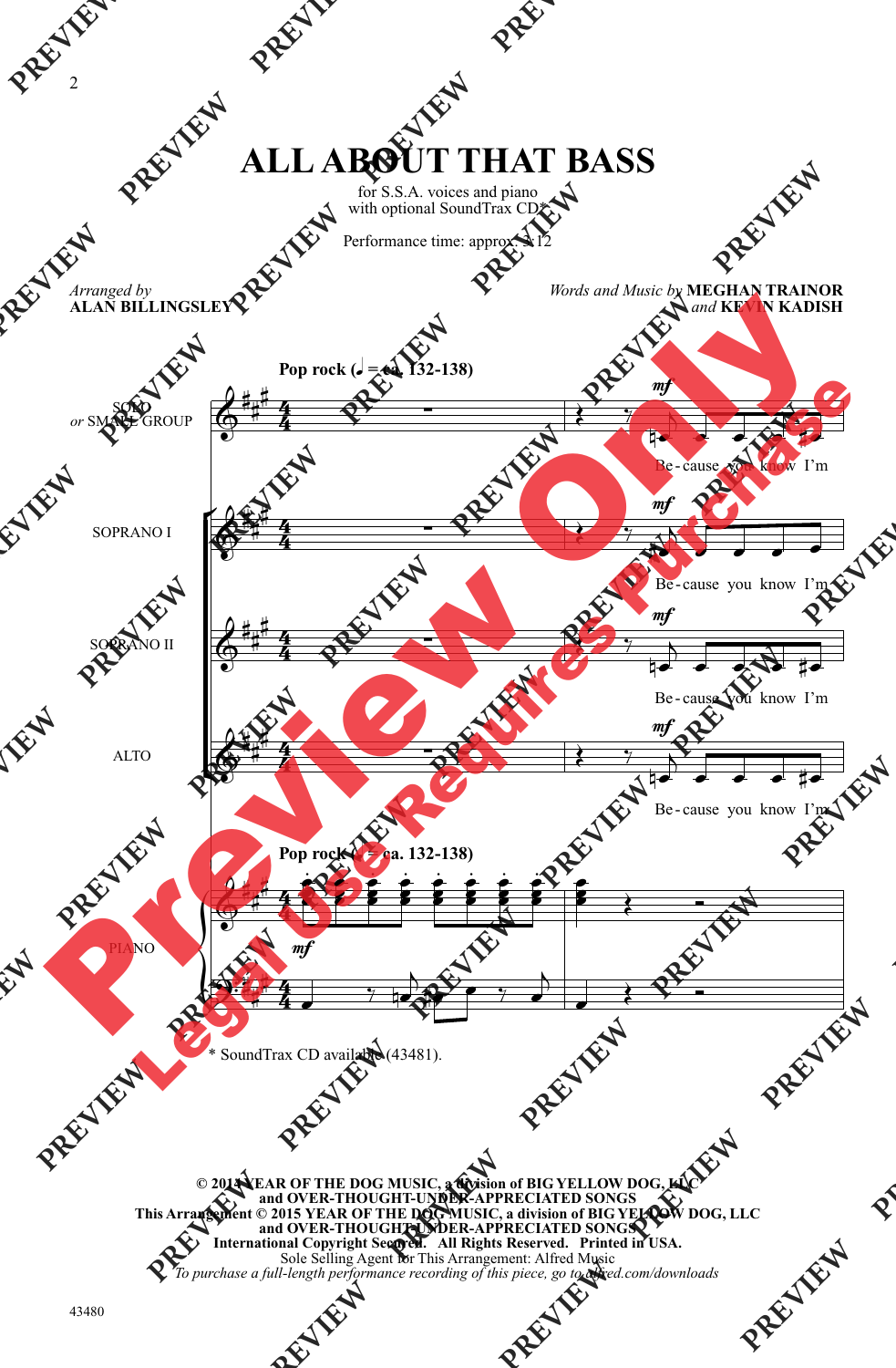# ALL ABOUT THAT BASS

for S.S.A. voices and piano
with optional SoundTrax CD*

Performance time: approx. 3:12

*Arranged by*
**ALAN BILLINGSLEY**

*Words and Music by* **MEGHAN TRAINOR**
*and* **KEVIN KADISH**

**Pop rock (♩ = ca. 132-138)**

SOLO *or* SMALL GROUP — *mf* Be - cause you know I'm

SOPRANO I — *mf* Be - cause you know I'm

SOPRANO II — *mf* Be - cause you know I'm

ALTO — *mf* Be - cause you know I'm

**Pop rock (♩ = ca. 132-138)**

PIANO — *mf*

\* SoundTrax CD available (43481).

© 2014 YEAR OF THE DOG MUSIC, a division of BIG YELLOW DOG, LLC
and OVER-THOUGHT-UNDER-APPRECIATED SONGS
This Arrangement © 2015 YEAR OF THE DOG MUSIC, a division of BIG YELLOW DOG, LLC
and OVER-THOUGHT-UNDER-APPRECIATED SONGS
International Copyright Secured. All Rights Reserved. Printed in USA.
Sole Selling Agent for This Arrangement: Alfred Music
*To purchase a full-length performance recording of this piece, go to alfred.com/downloads*

43480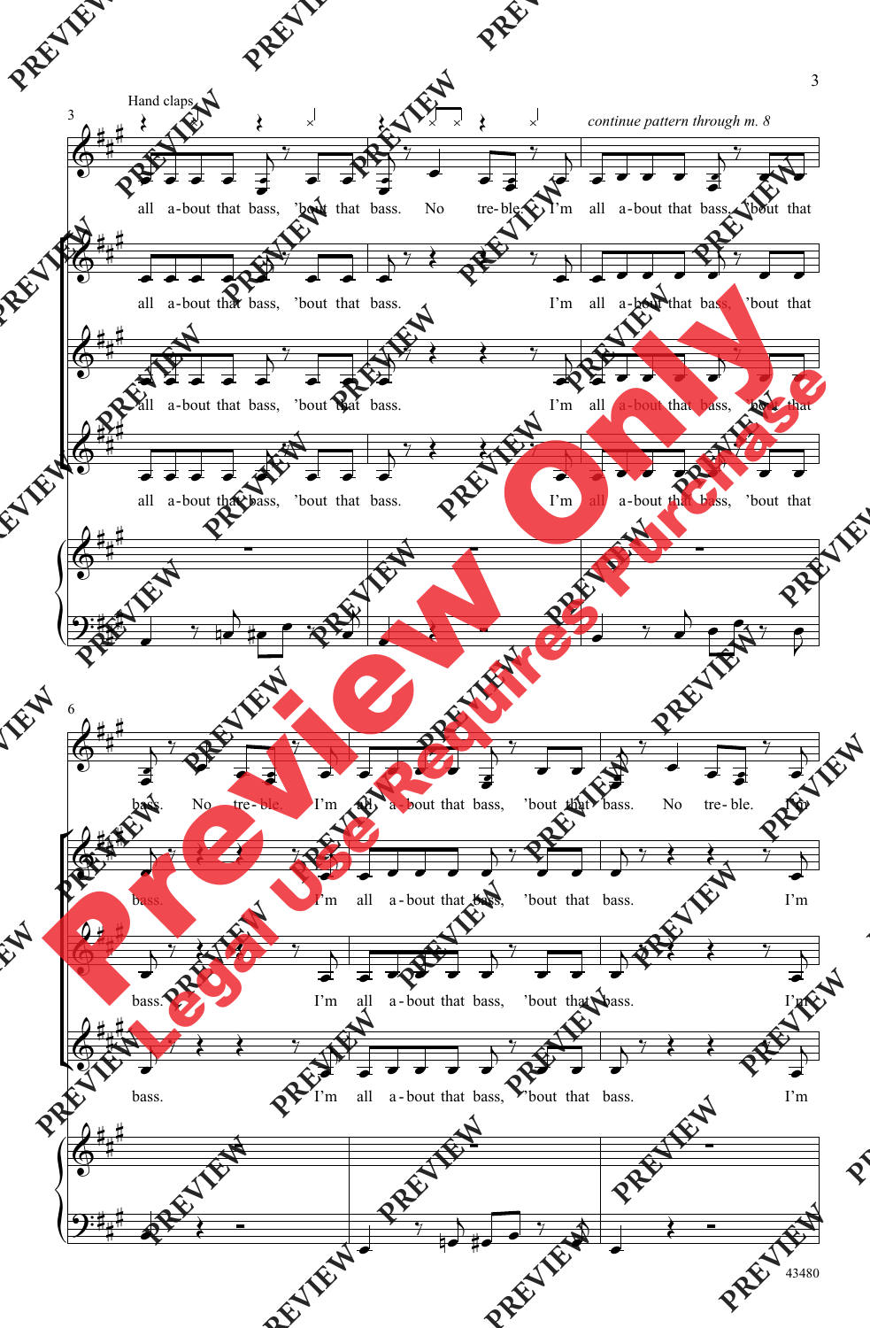Hand claps

*continue pattern through m. 8*

all a-bout that bass, 'bout that bass. No tre-ble. I'm all a-bout that bass, 'bout that

all a-bout that bass, 'bout that bass. I'm all a-bout that bass, 'bout that

all a-bout that bass, 'bout that bass. I'm all a-bout that bass, 'bout that

all a-bout that bass, 'bout that bass. I'm all a-bout that bass, 'bout that

bass. No tre-ble. I'm all a-bout that bass, 'bout that bass. No tre-ble. I'm

bass. I'm all a-bout that bass, 'bout that bass. I'm

bass. I'm all a-bout that bass, 'bout that bass. I'm

bass. I'm all a-bout that bass, 'bout that bass. I'm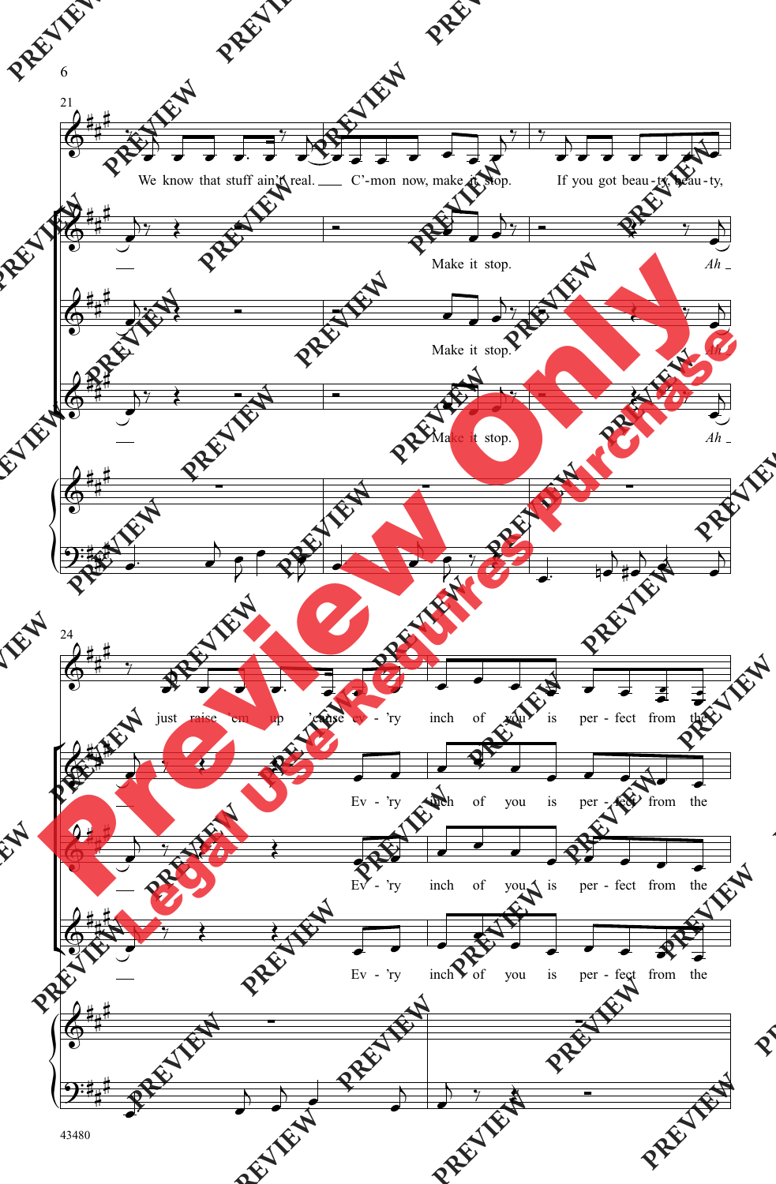We know that stuff ain't real. C'-mon now, make it stop. If you got beau-ty, beau-ty,

Make it stop. Ah

Make it stop. Ah

Make it stop. Ah

just raise 'em up 'cause ev - 'ry inch of you is per - fect from the

Ev - 'ry inch of you is per - fect from the

Ev - 'ry inch of you is per - fect from the

Ev - 'ry inch of you is per - fect from the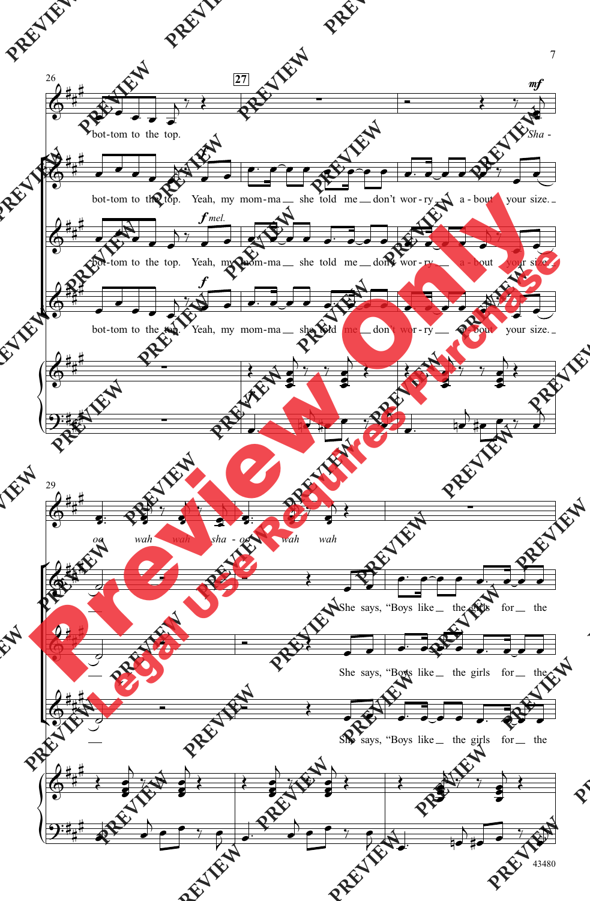26 — 27

*mf*

bot-tom to the top. *Sha -*

bot-tom to the top. Yeah, my mom-ma __ she told me __ don't wor - ry a - bout your size. __

*f mel.*

bot-tom to the top. Yeah, my mom-ma __ she told me __ don't wor - ry __ a - bout your size. __

*f*

bot-tom to the top. Yeah, my mom-ma __ she told me __ don't wor - ry __ a - bout your size. __

29

*oo wah wah sha - oo wah wah*

She says, "Boys like __ the girls for __ the

She says, "Boys like __ the girls for __ the

She says, "Boys like __ the girls for __ the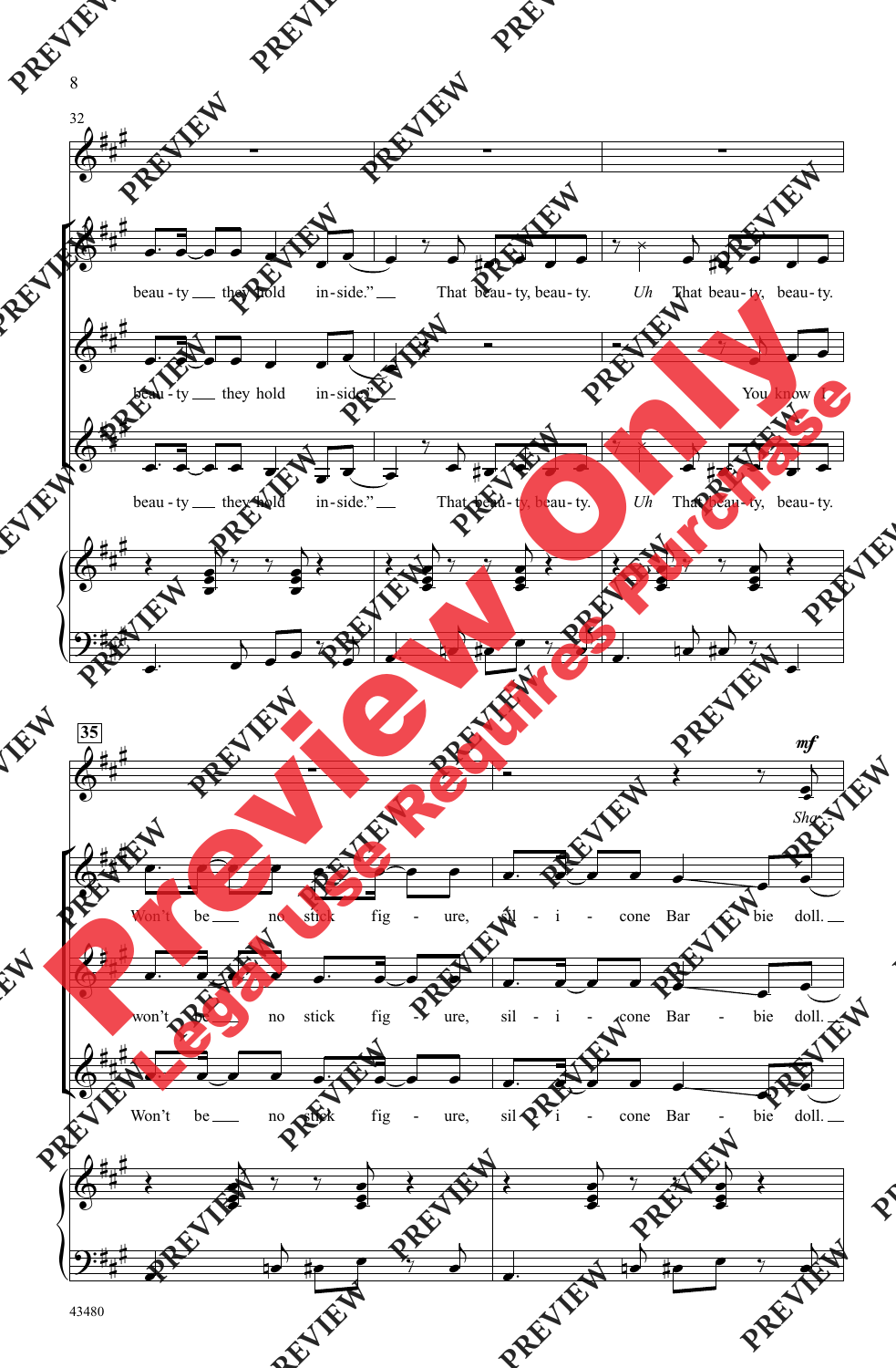32

beau - ty __ they hold in - side." __ That beau - ty, beau - ty. *Uh* That beau - ty, beau - ty.

beau - ty __ they hold in - side." __ You know I

beau - ty __ they hold in - side." __ That beau - ty, beau - ty. *Uh* That beau - ty, beau - ty.

35

*mf*

*She*

Won't be __ no stick fig - ure, sil - i - cone Bar - bie doll. __

won't be __ no stick fig - ure, sil - i - cone Bar - bie doll. __

Won't be __ no stick fig - ure, sil - i - cone Bar - bie doll. __

43480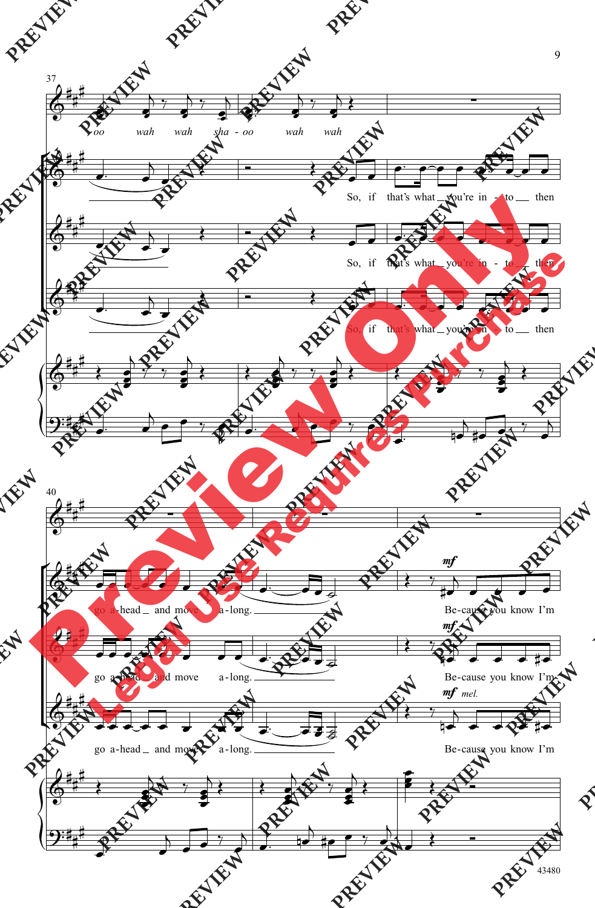37

oo wah wah sha - oo wah wah

So, if that's what you're in - to then

So, if that's what you're in - to then

So, if that's what you're in - to then

40

go a-head and move a-long.

*mf* Be-cause you know I'm

go a-head and move a-long.

*mf* Be-cause you know I'm

go a-head and move a-long.

*mf* *mel.* Be-cause you know I'm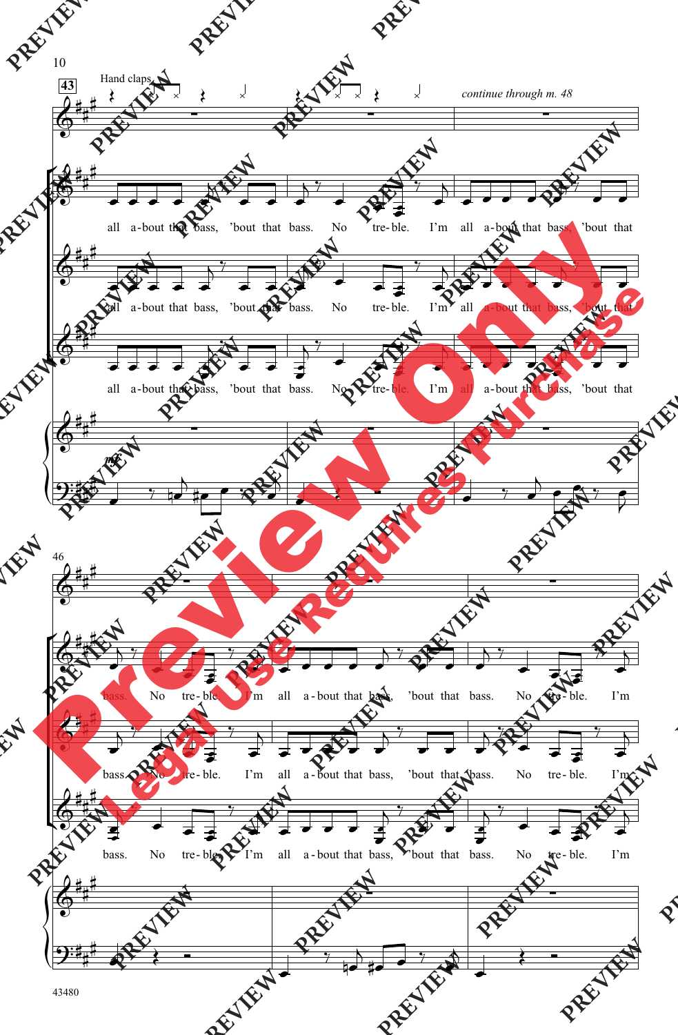Hand claps

*continue through m. 48*

all a-bout that bass, 'bout that bass. No tre-ble. I'm all a-bout that bass, 'bout that

all a-bout that bass, 'bout that bass. No tre-ble. I'm all a-bout that bass, 'bout that

all a-bout that bass, 'bout that bass. No tre-ble. I'm all a-bout that bass, 'bout that

*mf*

bass. No tre-ble. I'm all a-bout that bass, 'bout that bass. No tre-ble. I'm

bass. No tre-ble. I'm all a-bout that bass, 'bout that bass. No tre-ble. I'm

bass. No tre-ble. I'm all a-bout that bass, 'bout that bass. No tre-ble. I'm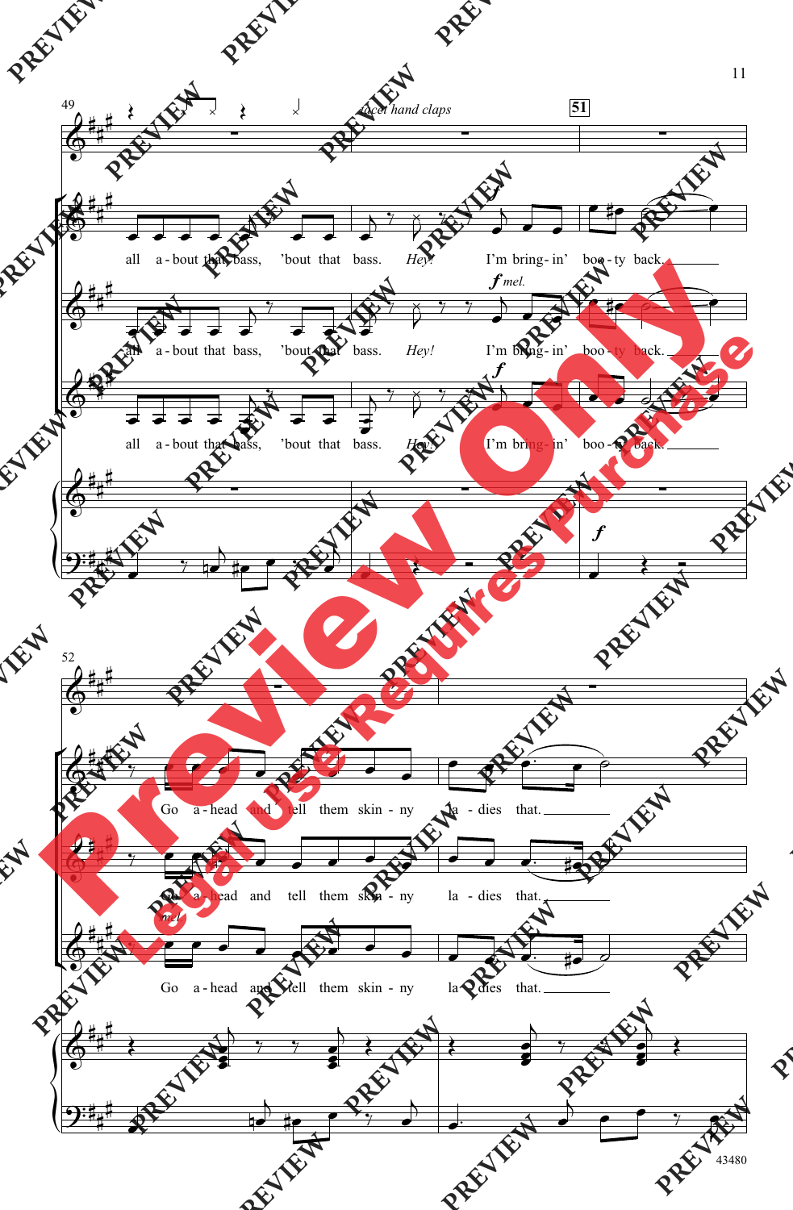49

*tacet hand claps*

51

all a-bout that bass, 'bout that bass. *Hey!* I'm bring-in' boo-ty back.

*f mel.*

all a-bout that bass, 'bout that bass. *Hey!* I'm bring-in' boo-ty back.

*f*

all a-bout that bass, 'bout that bass. *Hey!* I'm bring-in' boo-ty back.

*f*

52

Go a-head and tell them skin-ny la-dies that.

Go a-head and tell them skin-ny la-dies that.

*mel.*

Go a-head and tell them skin-ny la-dies that.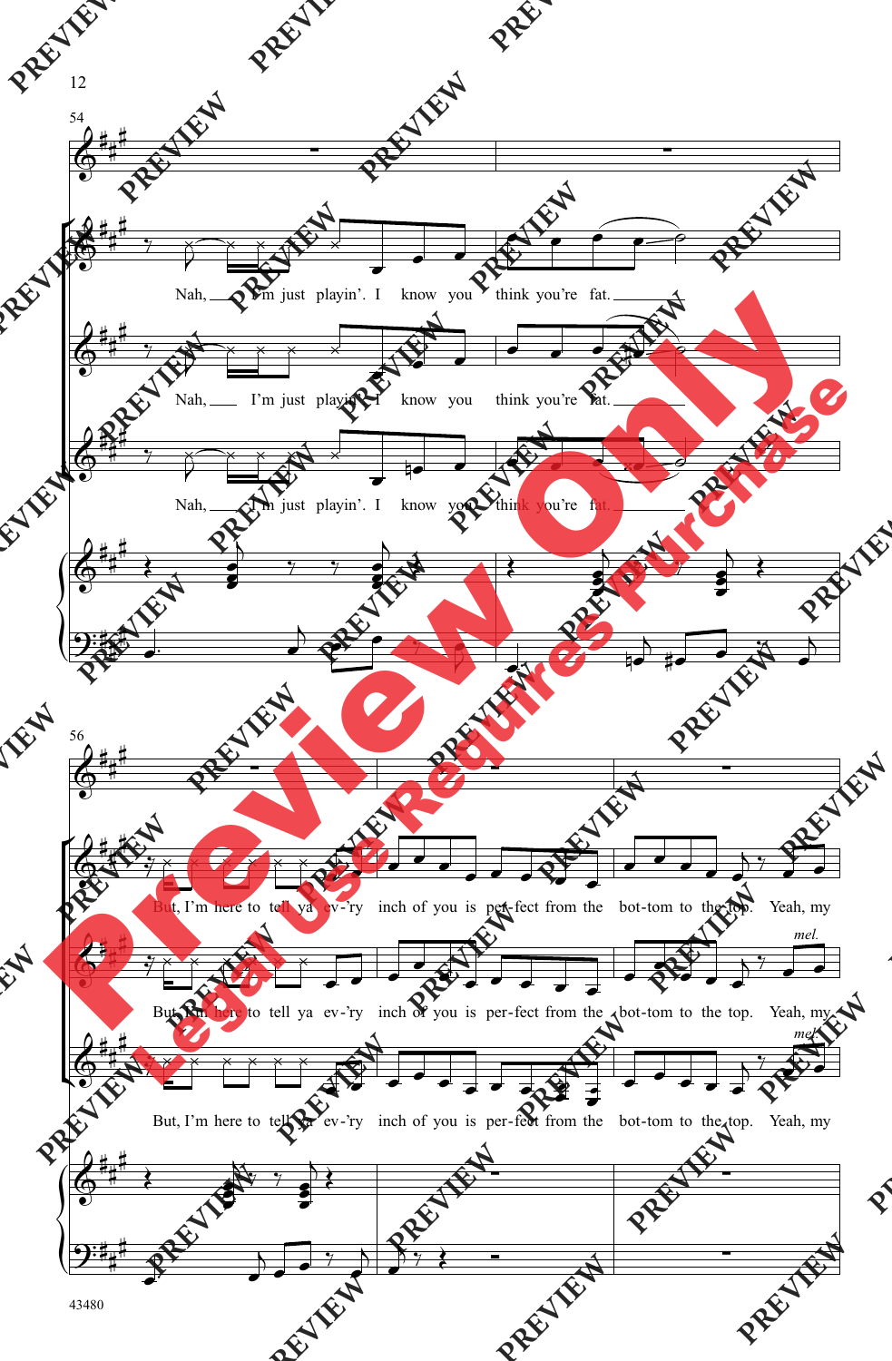54

Nah, I'm just playin'. I know you think you're fat.

Nah, I'm just playin'. I know you think you're fat.

Nah, I'm just playin'. I know you think you're fat.

56

But, I'm here to tell ya ev-'ry inch of you is per-fect from the bot-tom to the top. Yeah, my

But, I'm here to tell ya ev-'ry inch of you is per-fect from the bot-tom to the top. Yeah, my

*mel.*

But, I'm here to tell ya ev-'ry inch of you is per-fect from the bot-tom to the top. Yeah, my

*mel.*

43480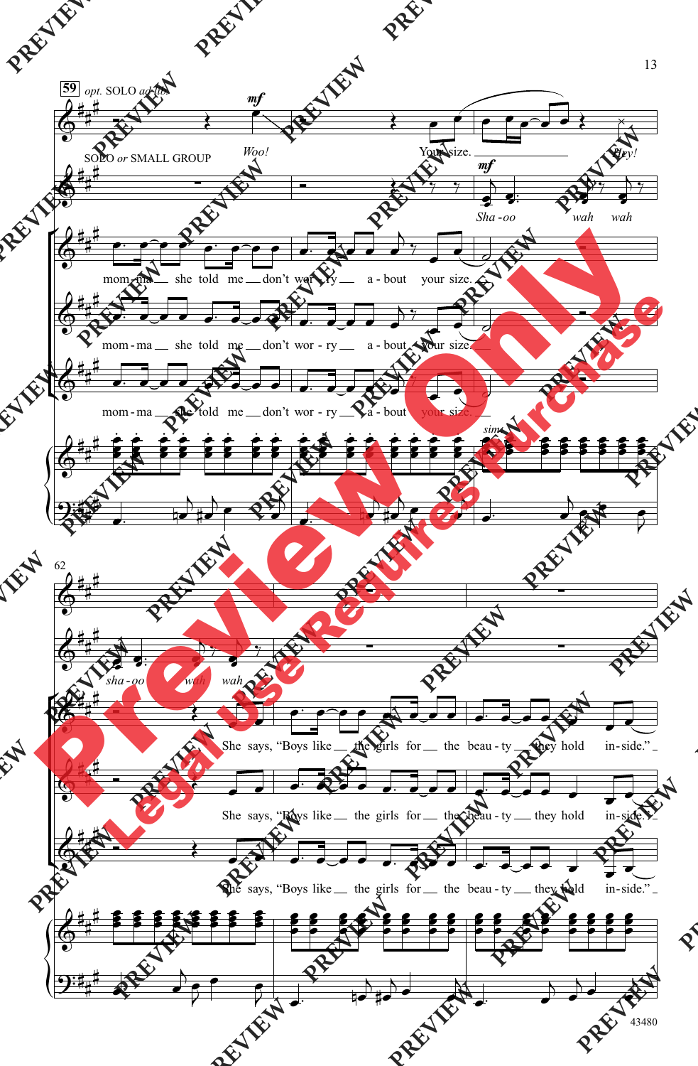**59** *opt.* SOLO *ad lib.*

SOLO *or* SMALL GROUP

*mf*

*Woo!* Your size. *Hey!*

*mf*

*Sha - oo wah wah sha - oo wah wah*

mom - ma she told me don't wor - ry a - bout your size. She says, "Boys like the girls for the beau - ty they hold in - side."

mom - ma she told me don't wor - ry a - bout your size. She says, "Boys like the girls for the beau - ty they hold in - side."

mom - ma she told me don't wor - ry a - bout your size. She says, "Boys like the girls for the beau - ty they hold in - side."

*sim.*

62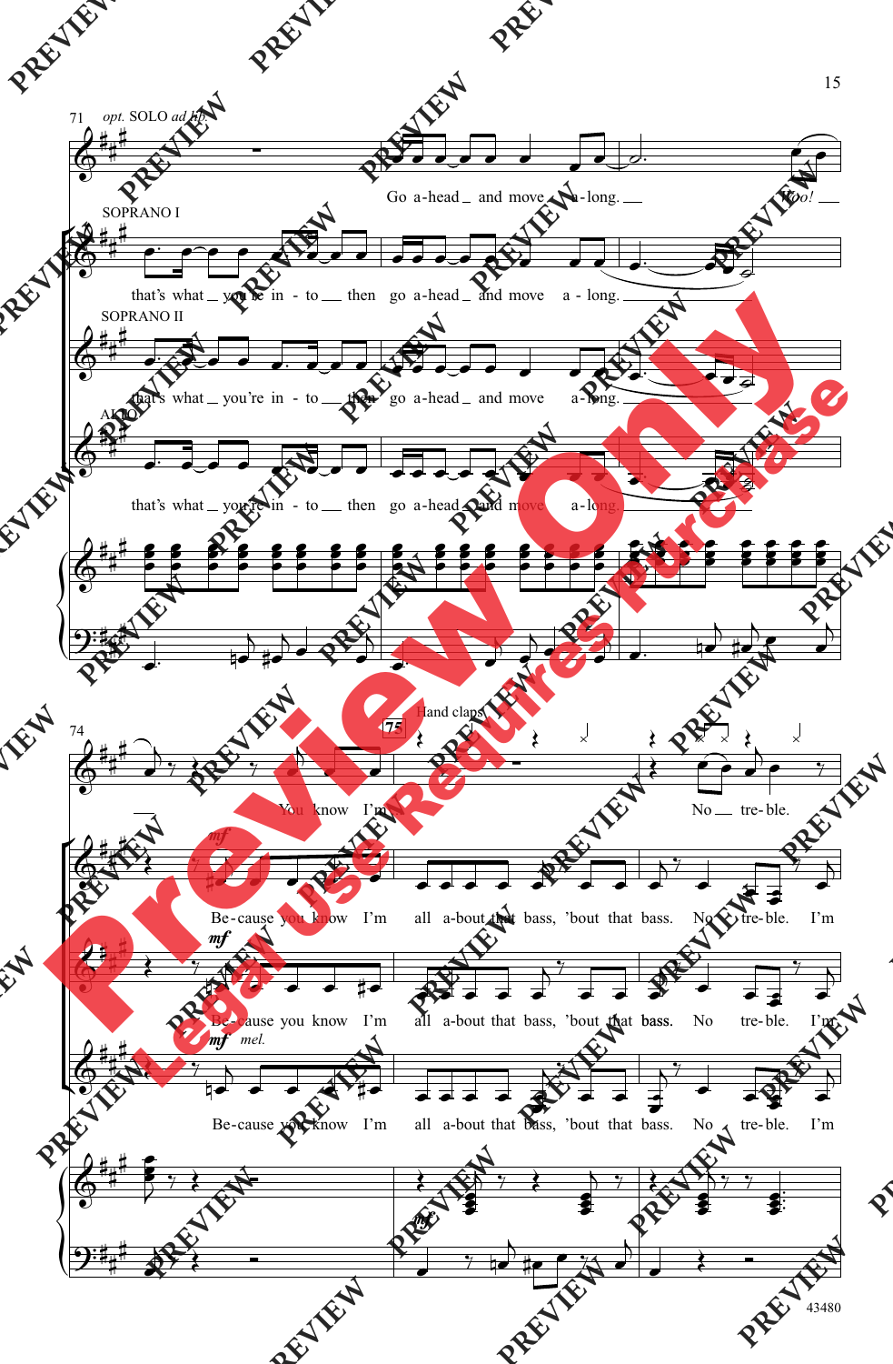71 *opt.* SOLO *ad lib.*

Go a-head and move a-long. *Woo!*

SOPRANO I

that's what you're in - to then go a-head and move a - long.

SOPRANO II

that's what you're in - to then go a-head and move a-long.

ALTO

that's what you're in - to then go a-head and move a-long.

74

You know I'm

75 Hand claps

No tre-ble.

*mf*

Be-cause you know I'm all a-bout that bass, 'bout that bass. No tre-ble. I'm

*mf*

Be-cause you know I'm all a-bout that bass, 'bout that bass. No tre-ble. I'm

*mf* *mel.*

Be-cause you know I'm all a-bout that bass, 'bout that bass. No tre-ble. I'm

*mf*

43480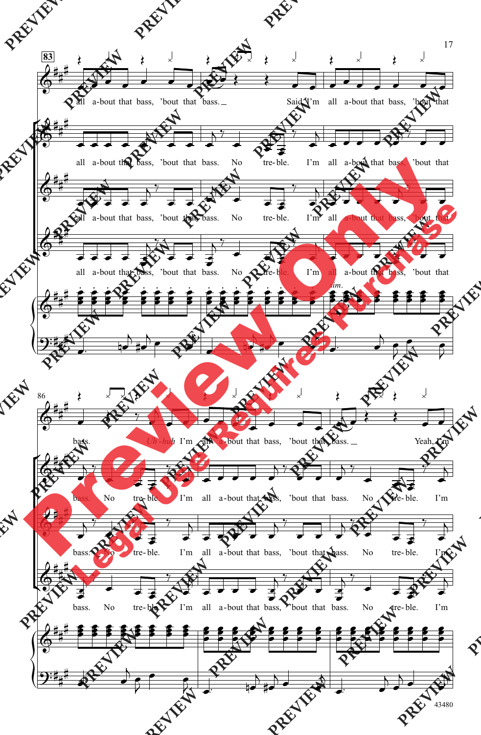83

all a-bout that bass, 'bout that bass. Said I'm all a-bout that bass, 'bout that

all a-bout that bass, 'bout that bass. No tre-ble. I'm all a-bout that bass, 'bout that

all a-bout that bass, 'bout that bass. No tre-ble. I'm all a-bout that bass, 'bout that

all a-bout that bass, 'bout that bass. No tre-ble. I'm all a-bout that bass, 'bout that

*sim.*

86

bass. *Uh-huh* I'm all a-bout that bass, 'bout that bass. Yeah, I'm

bass. No tre-ble. I'm all a-bout that bass, 'bout that bass. No tre-ble. I'm

bass. No tre-ble. I'm all a-bout that bass, 'bout that bass. No tre-ble. I'm

bass. No tre-ble. I'm all a-bout that bass, 'bout that bass. No tre-ble. I'm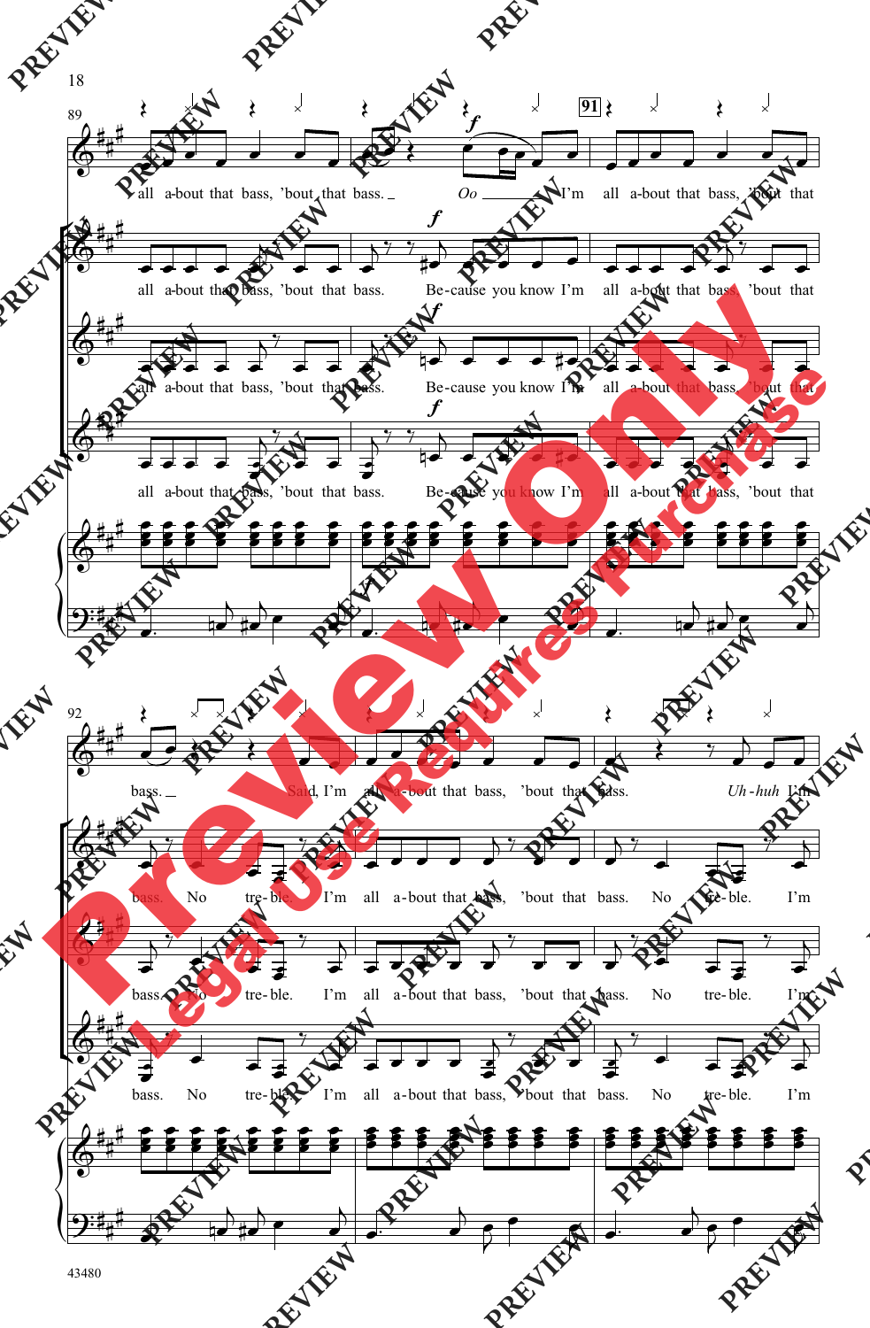all a-bout that bass, 'bout that bass. Oo I'm all a-bout that bass, 'bout that

all a-bout that bass, 'bout that bass. Be-cause you know I'm all a-bout that bass, 'bout that

bass. Said, I'm all a-bout that bass, 'bout that bass. *Uh-huh* I'm

bass. No tre-ble. I'm all a-bout that bass, 'bout that bass. No tre-ble. I'm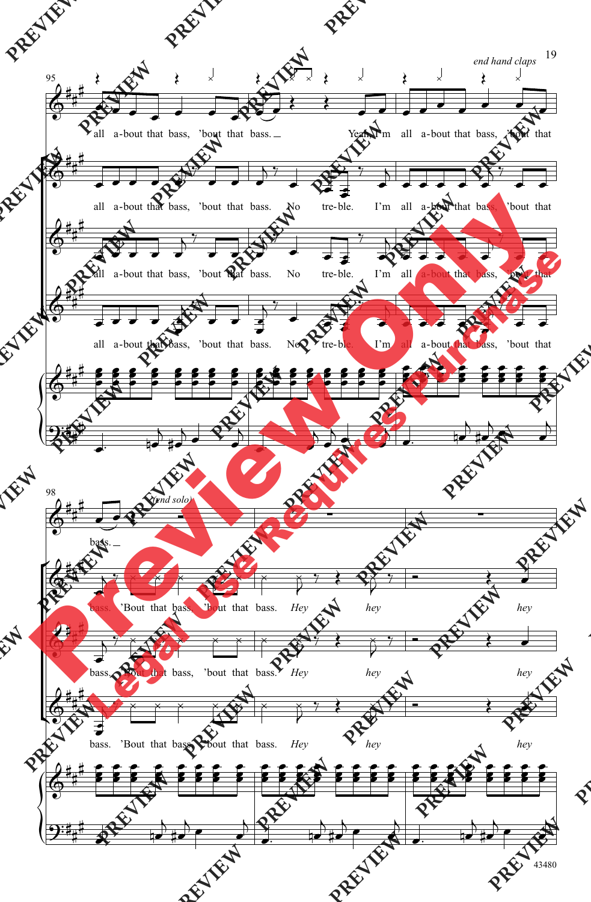end hand claps

95

all a-bout that bass, 'bout that bass. Yeah, I'm all a-bout that bass, 'bout that

all a-bout that bass, 'bout that bass. No tre-ble. I'm all a-bout that bass, 'bout that

all a-bout that bass, 'bout that bass. No tre-ble. I'm all a-bout that bass, 'bout that

all a-bout that bass, 'bout that bass. No tre-ble. I'm all a-bout that bass, 'bout that

98

(end solo)

bass.

bass. 'Bout that bass, 'bout that bass. *Hey* *hey* *hey*

bass. 'Bout that bass, 'bout that bass. *Hey* *hey* *hey*

bass. 'Bout that bass, 'bout that bass. *Hey* *hey* *hey*

43480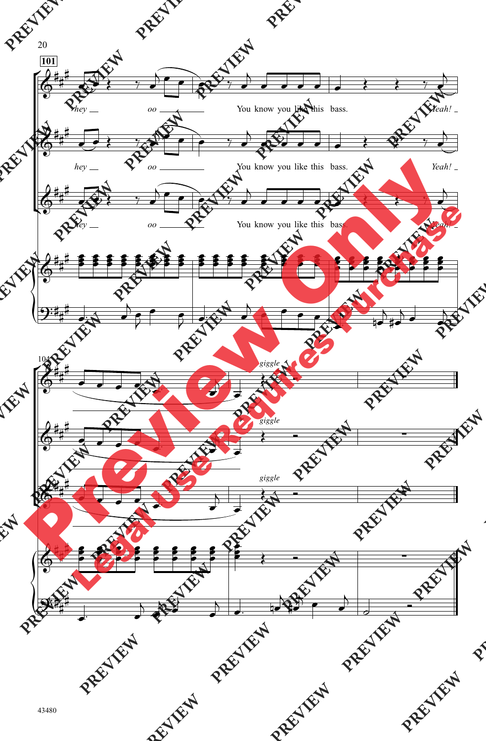101

hey oo You know you like this bass. Yeah!

hey oo You know you like this bass. Yeah!

hey oo You know you like this bass. Yeah!

104

giggle

giggle

giggle